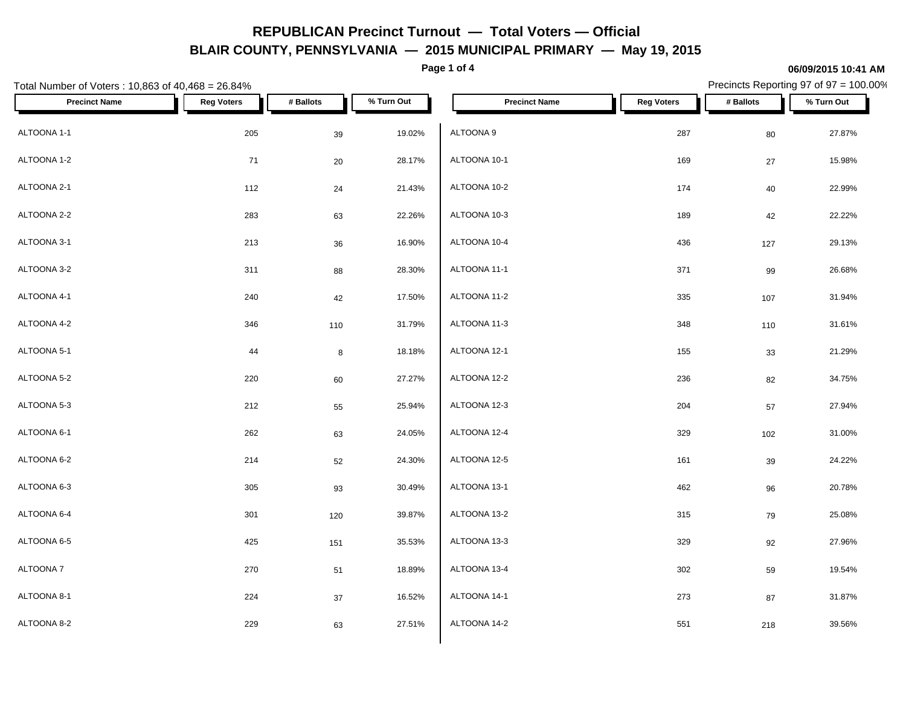# REPUBLICAN Precinct Turnout — Total Voters — Official

## BLAIR COUNTY, PENNSYLVANIA — 2015 MUNICIPAL PRIMARY — May 19, 2015

06/09/2015 10:41 AM

Total Number of Voters : 10,863 of 40,468 = 26.84%

Precincts Reporting 97 of 97 = 100.00%

| Precinct Name | Reg Voters | # Ballots | % Turn Out |
|---|---|---|---|
| ALTOONA 1-1 | 205 | 39 | 19.02% |
| ALTOONA 1-2 | 71 | 20 | 28.17% |
| ALTOONA 2-1 | 112 | 24 | 21.43% |
| ALTOONA 2-2 | 283 | 63 | 22.26% |
| ALTOONA 3-1 | 213 | 36 | 16.90% |
| ALTOONA 3-2 | 311 | 88 | 28.30% |
| ALTOONA 4-1 | 240 | 42 | 17.50% |
| ALTOONA 4-2 | 346 | 110 | 31.79% |
| ALTOONA 5-1 | 44 | 8 | 18.18% |
| ALTOONA 5-2 | 220 | 60 | 27.27% |
| ALTOONA 5-3 | 212 | 55 | 25.94% |
| ALTOONA 6-1 | 262 | 63 | 24.05% |
| ALTOONA 6-2 | 214 | 52 | 24.30% |
| ALTOONA 6-3 | 305 | 93 | 30.49% |
| ALTOONA 6-4 | 301 | 120 | 39.87% |
| ALTOONA 6-5 | 425 | 151 | 35.53% |
| ALTOONA 7 | 270 | 51 | 18.89% |
| ALTOONA 8-1 | 224 | 37 | 16.52% |
| ALTOONA 8-2 | 229 | 63 | 27.51% |
| ALTOONA 9 | 287 | 80 | 27.87% |
| ALTOONA 10-1 | 169 | 27 | 15.98% |
| ALTOONA 10-2 | 174 | 40 | 22.99% |
| ALTOONA 10-3 | 189 | 42 | 22.22% |
| ALTOONA 10-4 | 436 | 127 | 29.13% |
| ALTOONA 11-1 | 371 | 99 | 26.68% |
| ALTOONA 11-2 | 335 | 107 | 31.94% |
| ALTOONA 11-3 | 348 | 110 | 31.61% |
| ALTOONA 12-1 | 155 | 33 | 21.29% |
| ALTOONA 12-2 | 236 | 82 | 34.75% |
| ALTOONA 12-3 | 204 | 57 | 27.94% |
| ALTOONA 12-4 | 329 | 102 | 31.00% |
| ALTOONA 12-5 | 161 | 39 | 24.22% |
| ALTOONA 13-1 | 462 | 96 | 20.78% |
| ALTOONA 13-2 | 315 | 79 | 25.08% |
| ALTOONA 13-3 | 329 | 92 | 27.96% |
| ALTOONA 13-4 | 302 | 59 | 19.54% |
| ALTOONA 14-1 | 273 | 87 | 31.87% |
| ALTOONA 14-2 | 551 | 218 | 39.56% |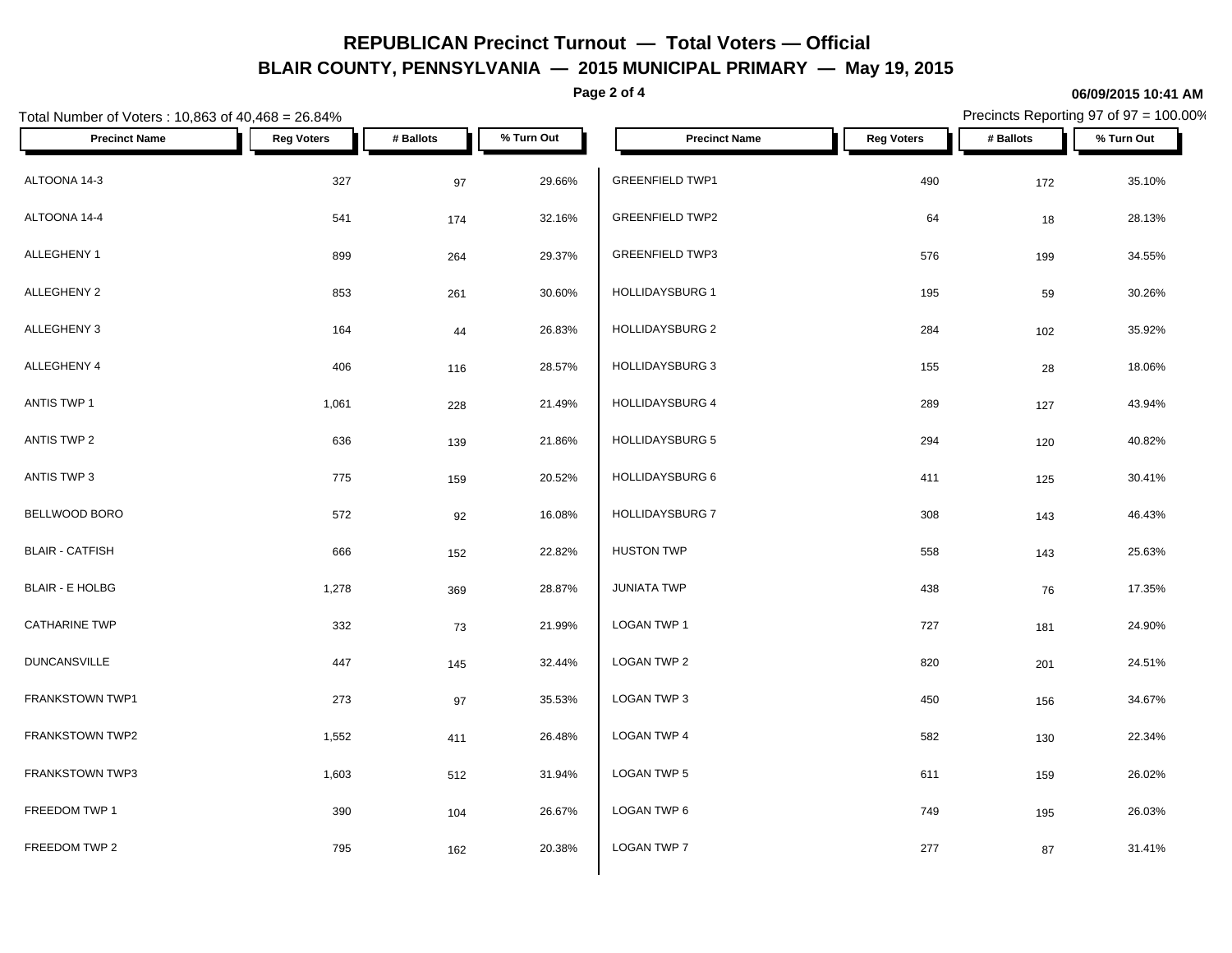# REPUBLICAN Precinct Turnout — Total Voters — Official

## BLAIR COUNTY, PENNSYLVANIA — 2015 MUNICIPAL PRIMARY — May 19, 2015

06/09/2015 10:41 AM

Total Number of Voters : 10,863 of 40,468 = 26.84%

Precincts Reporting 97 of 97 = 100.00%

| Precinct Name | Reg Voters | # Ballots | % Turn Out |
|---|---|---|---|
| ALTOONA 14-3 | 327 | 97 | 29.66% |
| ALTOONA 14-4 | 541 | 174 | 32.16% |
| ALLEGHENY 1 | 899 | 264 | 29.37% |
| ALLEGHENY 2 | 853 | 261 | 30.60% |
| ALLEGHENY 3 | 164 | 44 | 26.83% |
| ALLEGHENY 4 | 406 | 116 | 28.57% |
| ANTIS TWP 1 | 1,061 | 228 | 21.49% |
| ANTIS TWP 2 | 636 | 139 | 21.86% |
| ANTIS TWP 3 | 775 | 159 | 20.52% |
| BELLWOOD BORO | 572 | 92 | 16.08% |
| BLAIR - CATFISH | 666 | 152 | 22.82% |
| BLAIR - E HOLBG | 1,278 | 369 | 28.87% |
| CATHARINE TWP | 332 | 73 | 21.99% |
| DUNCANSVILLE | 447 | 145 | 32.44% |
| FRANKSTOWN TWP1 | 273 | 97 | 35.53% |
| FRANKSTOWN TWP2 | 1,552 | 411 | 26.48% |
| FRANKSTOWN TWP3 | 1,603 | 512 | 31.94% |
| FREEDOM TWP 1 | 390 | 104 | 26.67% |
| FREEDOM TWP 2 | 795 | 162 | 20.38% |
| GREENFIELD TWP1 | 490 | 172 | 35.10% |
| GREENFIELD TWP2 | 64 | 18 | 28.13% |
| GREENFIELD TWP3 | 576 | 199 | 34.55% |
| HOLLIDAYSBURG 1 | 195 | 59 | 30.26% |
| HOLLIDAYSBURG 2 | 284 | 102 | 35.92% |
| HOLLIDAYSBURG 3 | 155 | 28 | 18.06% |
| HOLLIDAYSBURG 4 | 289 | 127 | 43.94% |
| HOLLIDAYSBURG 5 | 294 | 120 | 40.82% |
| HOLLIDAYSBURG 6 | 411 | 125 | 30.41% |
| HOLLIDAYSBURG 7 | 308 | 143 | 46.43% |
| HUSTON TWP | 558 | 143 | 25.63% |
| JUNIATA TWP | 438 | 76 | 17.35% |
| LOGAN TWP 1 | 727 | 181 | 24.90% |
| LOGAN TWP 2 | 820 | 201 | 24.51% |
| LOGAN TWP 3 | 450 | 156 | 34.67% |
| LOGAN TWP 4 | 582 | 130 | 22.34% |
| LOGAN TWP 5 | 611 | 159 | 26.02% |
| LOGAN TWP 6 | 749 | 195 | 26.03% |
| LOGAN TWP 7 | 277 | 87 | 31.41% |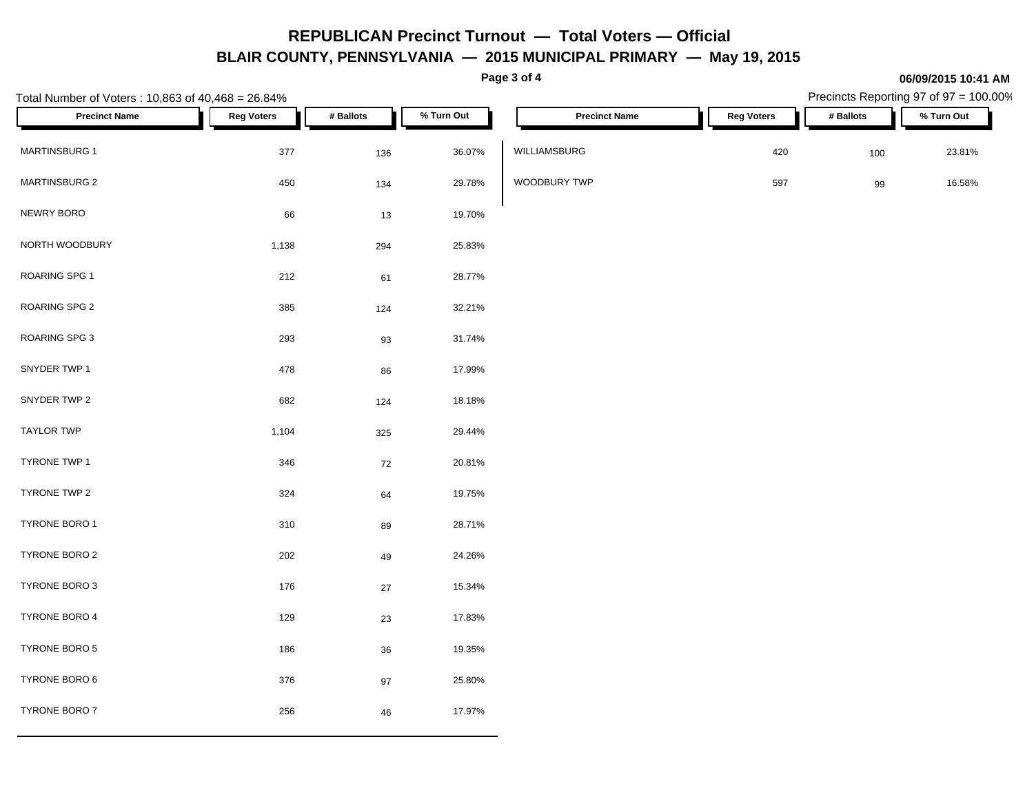# REPUBLICAN Precinct Turnout — Total Voters — Official

## BLAIR COUNTY, PENNSYLVANIA — 2015 MUNICIPAL PRIMARY — May 19, 2015

06/09/2015 10:41 AM

Total Number of Voters : 10,863 of 40,468 = 26.84%

Precincts Reporting 97 of 97 = 100.00%

| Precinct Name | Reg Voters | # Ballots | % Turn Out |
|---|---|---|---|
| MARTINSBURG 1 | 377 | 136 | 36.07% |
| MARTINSBURG 2 | 450 | 134 | 29.78% |
| NEWRY BORO | 66 | 13 | 19.70% |
| NORTH WOODBURY | 1,138 | 294 | 25.83% |
| ROARING SPG 1 | 212 | 61 | 28.77% |
| ROARING SPG 2 | 385 | 124 | 32.21% |
| ROARING SPG 3 | 293 | 93 | 31.74% |
| SNYDER TWP 1 | 478 | 86 | 17.99% |
| SNYDER TWP 2 | 682 | 124 | 18.18% |
| TAYLOR TWP | 1,104 | 325 | 29.44% |
| TYRONE TWP 1 | 346 | 72 | 20.81% |
| TYRONE TWP 2 | 324 | 64 | 19.75% |
| TYRONE BORO 1 | 310 | 89 | 28.71% |
| TYRONE BORO 2 | 202 | 49 | 24.26% |
| TYRONE BORO 3 | 176 | 27 | 15.34% |
| TYRONE BORO 4 | 129 | 23 | 17.83% |
| TYRONE BORO 5 | 186 | 36 | 19.35% |
| TYRONE BORO 6 | 376 | 97 | 25.80% |
| TYRONE BORO 7 | 256 | 46 | 17.97% |
| WILLIAMSBURG | 420 | 100 | 23.81% |
| WOODBURY TWP | 597 | 99 | 16.58% |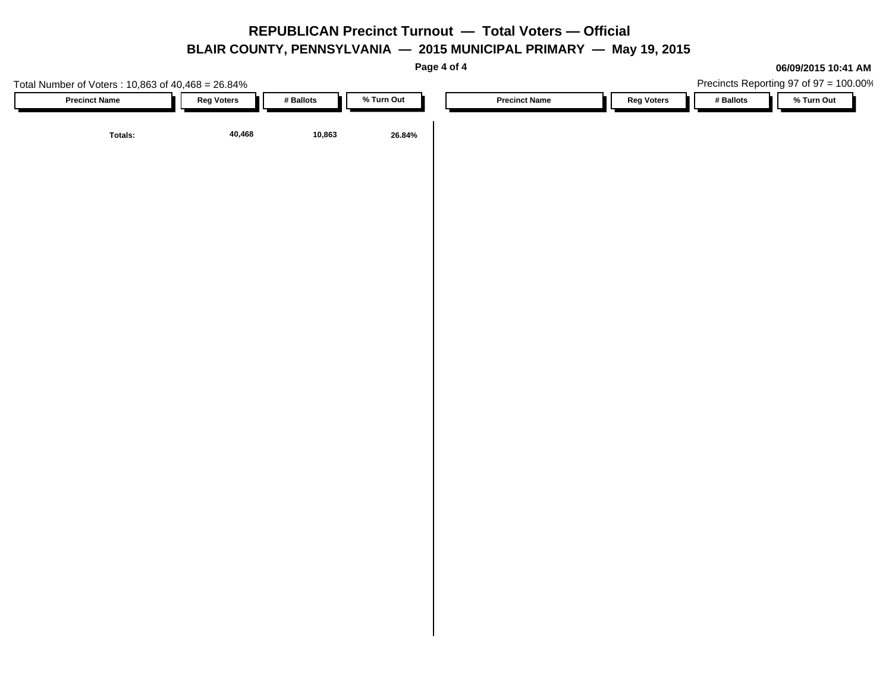# REPUBLICAN Precinct Turnout — Total Voters — Official

## BLAIR COUNTY, PENNSYLVANIA — 2015 MUNICIPAL PRIMARY — May 19, 2015

**06/09/2015 10:41 AM**

Total Number of Voters : 10,863 of 40,468 = 26.84%

Precincts Reporting 97 of 97 = 100.00%

| Precinct Name | Reg Voters | # Ballots | % Turn Out | Precinct Name | Reg Voters | # Ballots | % Turn Out |
|---|---|---|---|---|---|---|---|
| **Totals:** | **40,468** | **10,863** | **26.84%** | | | | |